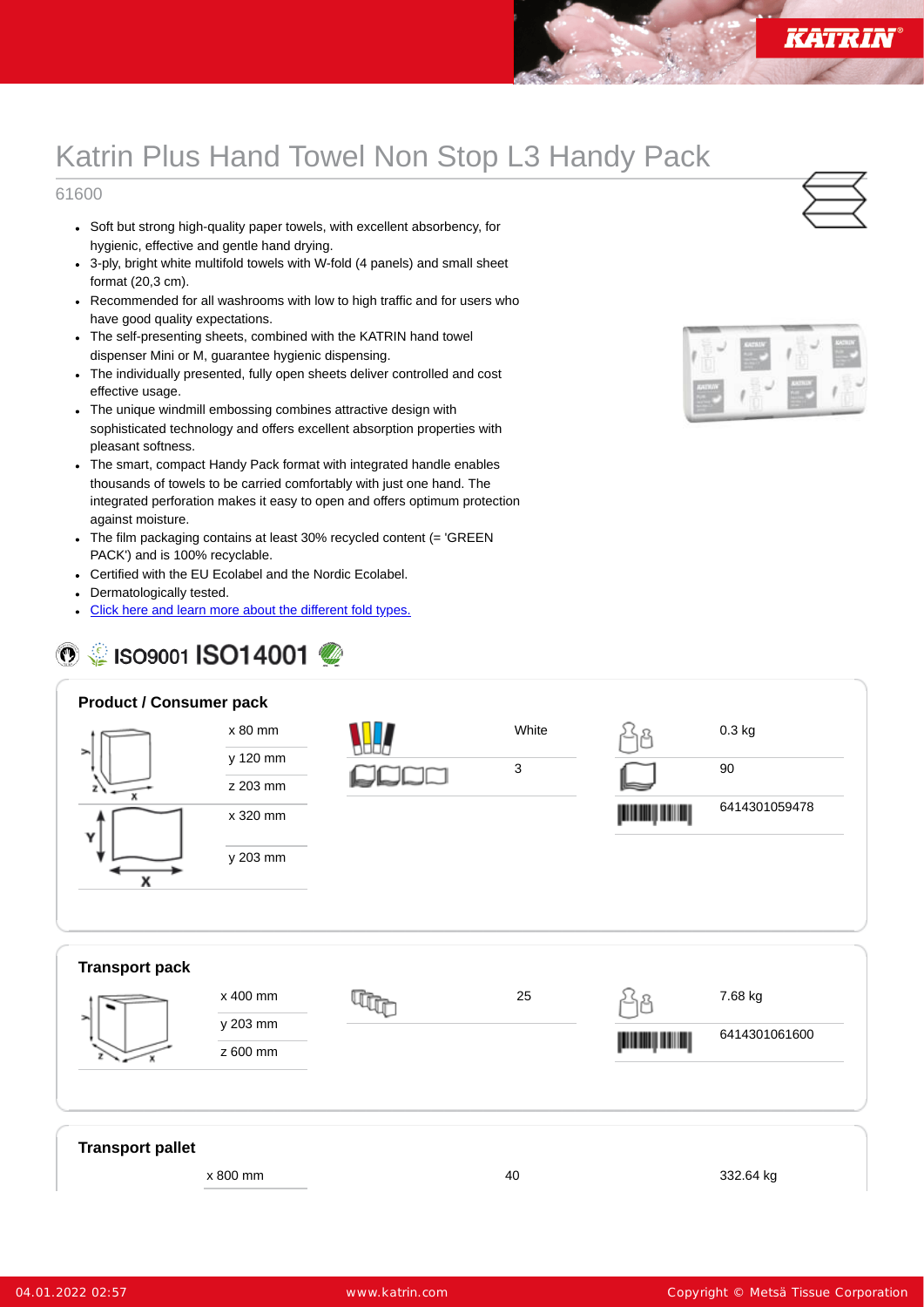# Katrin Plus Hand Towel Non Stop L3 Handy Pack

61600

- Soft but strong high-quality paper towels, with excellent absorbency, for hygienic, effective and gentle hand drying.
- 3-ply, bright white multifold towels with W-fold (4 panels) and small sheet format (20,3 cm).
- Recommended for all washrooms with low to high traffic and for users who have good quality expectations.
- The self-presenting sheets, combined with the KATRIN hand towel dispenser Mini or M, guarantee hygienic dispensing.
- The individually presented, fully open sheets deliver controlled and cost effective usage.
- The unique windmill embossing combines attractive design with sophisticated technology and offers excellent absorption properties with pleasant softness.
- The smart, compact Handy Pack format with integrated handle enables thousands of towels to be carried comfortably with just one hand. The integrated perforation makes it easy to open and offers optimum protection against moisture.
- The film packaging contains at least 30% recycled content (= 'GREEN PACK') and is 100% recyclable.
- Certified with the EU Ecolabel and the Nordic Ecolabel.
- Dermatologically tested.
- [Click here and learn more about the different fold types.]

ISO9001 ISO14001

## Product / Consumer pack

| Dimensions | | | |
|---|---|---|---|
| x 80 mm | White | 0.3 kg | |
| y 120 mm | 3 | 90 | |
| z 203 mm | | 6414301059478 | |
| x 320 mm | | | |
| y 203 mm | | | |

## Transport pack

| Dimensions | | |
|---|---|---|
| x 400 mm | 25 | 7.68 kg |
| y 203 mm | | 6414301061600 |
| z 600 mm | | |

## Transport pallet

| Dimensions | | |
|---|---|---|
| x 800 mm | 40 | 332.64 kg |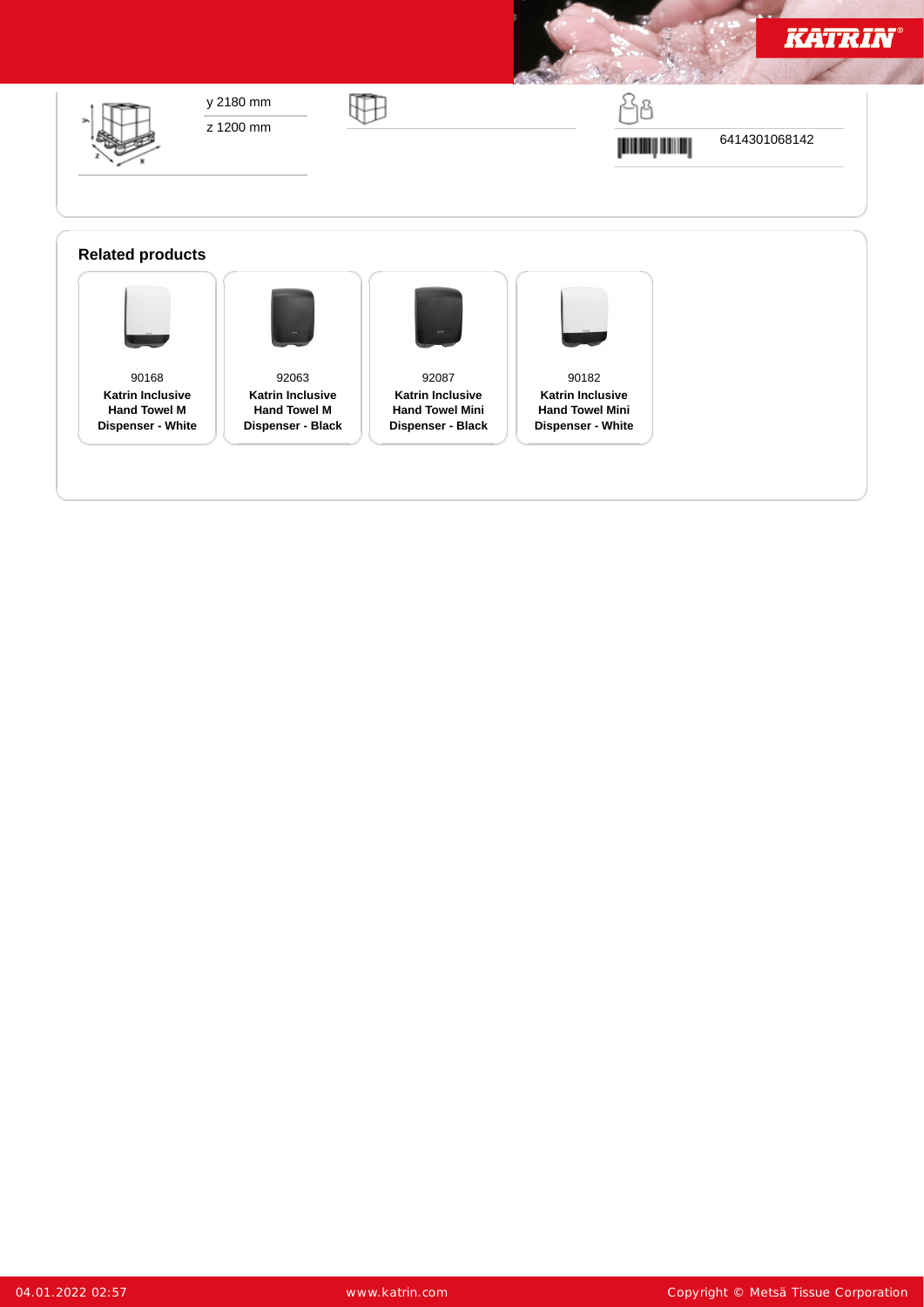y 2180 mm

z 1200 mm

6414301068142

## Related products

| | | | |
|---|---|---|---|
| 90168 | 92063 | 92087 | 90182 |
| **Katrin Inclusive Hand Towel M Dispenser - White** | **Katrin Inclusive Hand Towel M Dispenser - Black** | **Katrin Inclusive Hand Towel Mini Dispenser - Black** | **Katrin Inclusive Hand Towel Mini Dispenser - White** |